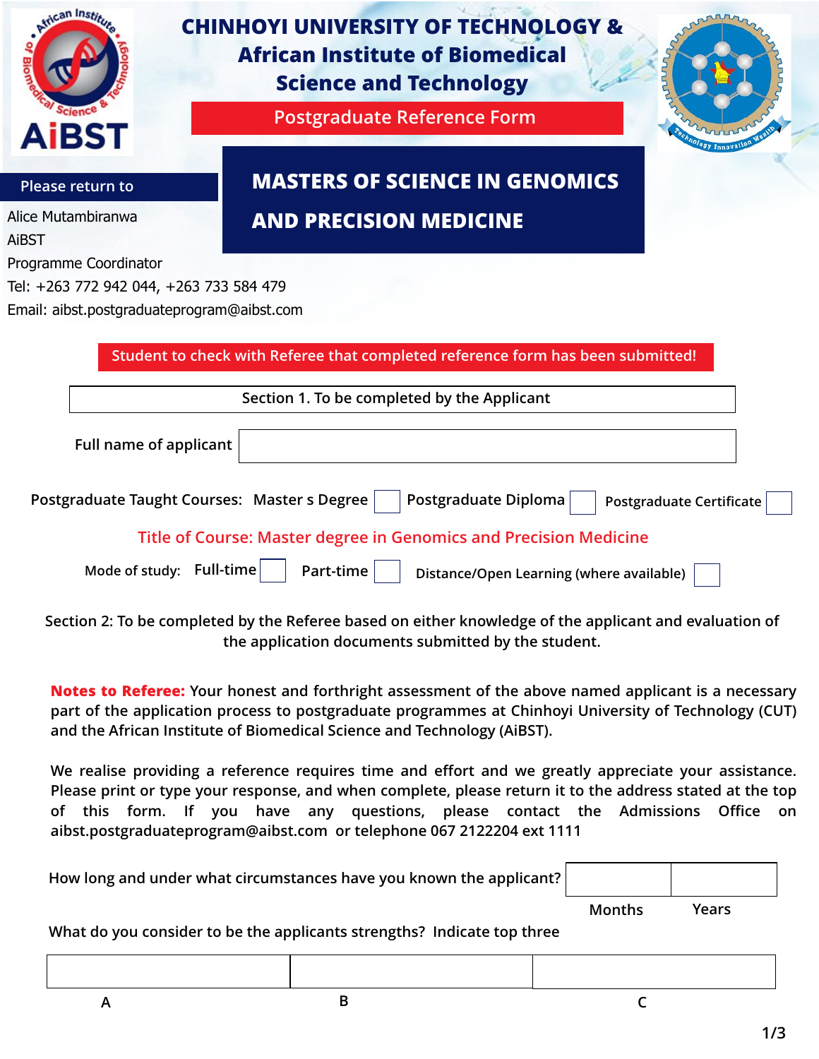# CHINHOYI UNIVERSITY OF TECHNOLOGY & African Institute of Biomedical Science and Technology

**Postgraduate Reference Form**

## MASTERS OF SCIENCE IN GENOMICS AND PRECISION MEDICINE

**Please return to**

Alice Mutambiranwa
AiBST
Programme Coordinator
Tel: +263 772 942 044, +263 733 584 479
Email: aibst.postgraduateprogram@aibst.com

**Student to check with Referee that completed reference form has been submitted!**

| Section 1. To be completed by the Applicant |
|---|

Full name of applicant ______________________

Postgraduate Taught Courses: Master s Degree ☐ Postgraduate Diploma ☐ Postgraduate Certificate ☐

**Title of Course: Master degree in Genomics and Precision Medicine**

Mode of study: Full-time ☐ Part-time ☐ Distance/Open Learning (where available) ☐

Section 2: To be completed by the Referee based on either knowledge of the applicant and evaluation of the application documents submitted by the student.

**Notes to Referee:** Your honest and forthright assessment of the above named applicant is a necessary part of the application process to postgraduate programmes at Chinhoyi University of Technology (CUT) and the African Institute of Biomedical Science and Technology (AiBST).

We realise providing a reference requires time and effort and we greatly appreciate your assistance. Please print or type your response, and when complete, please return it to the address stated at the top of this form. If you have any questions, please contact the Admissions Office on aibst.postgraduateprogram@aibst.com or telephone 067 2122204 ext 1111

How long and under what circumstances have you known the applicant?

| | |
|---|---|
| Months | Years |

What do you consider to be the applicants strengths? Indicate top three

| | | |
|---|---|---|
| A | B | C |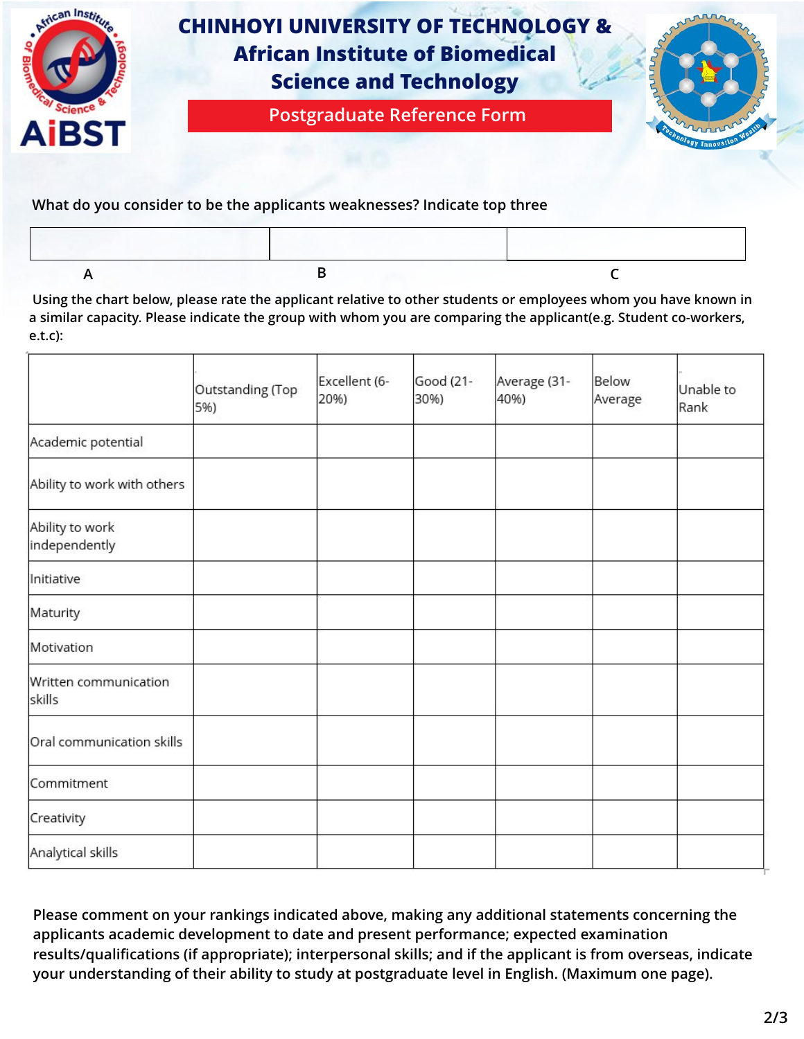# CHINHOYI UNIVERSITY OF TECHNOLOGY & African Institute of Biomedical Science and Technology

## Postgraduate Reference Form

What do you consider to be the applicants weaknesses? Indicate top three

| A | B | C |
|---|---|---|
| | | |

Using the chart below, please rate the applicant relative to other students or employees whom you have known in a similar capacity. Please indicate the group with whom you are comparing the applicant(e.g. Student co-workers, e.t.c):

| | Outstanding (Top 5%) | Excellent (6-20%) | Good (21-30%) | Average (31-40%) | Below Average | Unable to Rank |
|---|---|---|---|---|---|---|
| Academic potential | | | | | | |
| Ability to work with others | | | | | | |
| Ability to work independently | | | | | | |
| Initiative | | | | | | |
| Maturity | | | | | | |
| Motivation | | | | | | |
| Written communication skills | | | | | | |
| Oral communication skills | | | | | | |
| Commitment | | | | | | |
| Creativity | | | | | | |
| Analytical skills | | | | | | |

**Please comment on your rankings indicated above, making any additional statements concerning the applicants academic development to date and present performance; expected examination results/qualifications (if appropriate); interpersonal skills; and if the applicant is from overseas, indicate your understanding of their ability to study at postgraduate level in English. (Maximum one page).**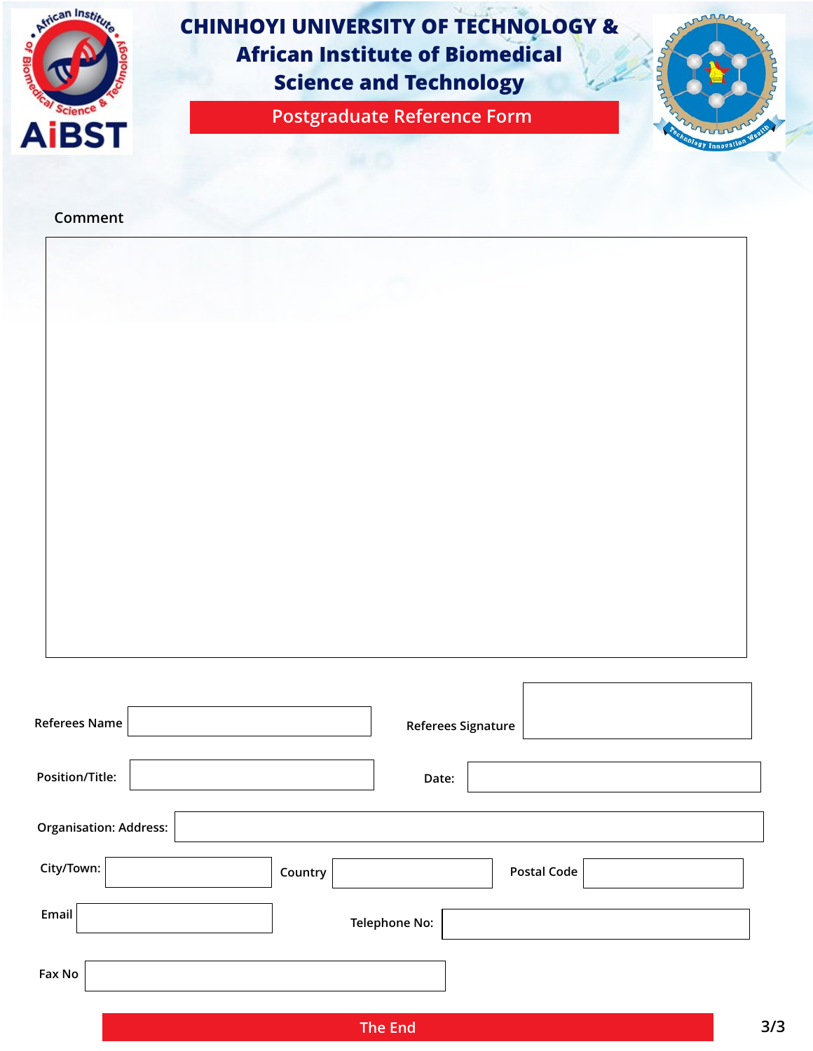# CHINHOYI UNIVERSITY OF TECHNOLOGY & African Institute of Biomedical Science and Technology

## Postgraduate Reference Form

Comment

Referees Name

Referees Signature

Position/Title:

Date:

Organisation: Address:

City/Town:

Country

Postal Code

Email

Telephone No:

Fax No

The End